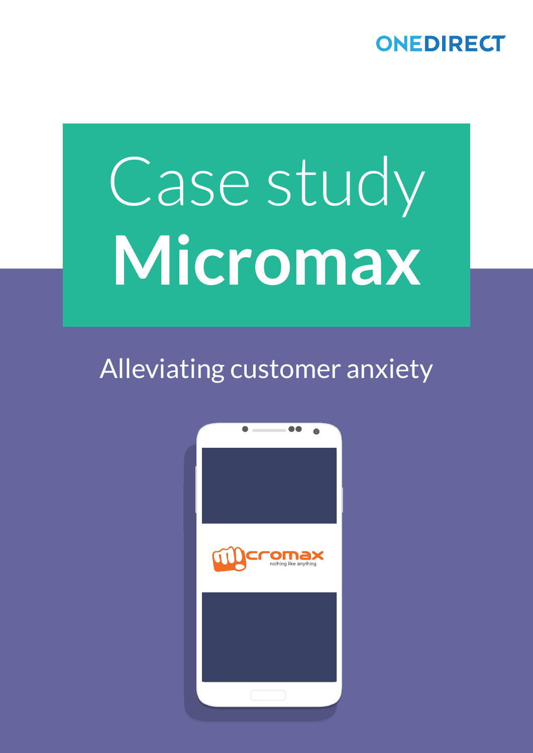ONEDIRECT

# Case study Micromax

## Alleviating customer anxiety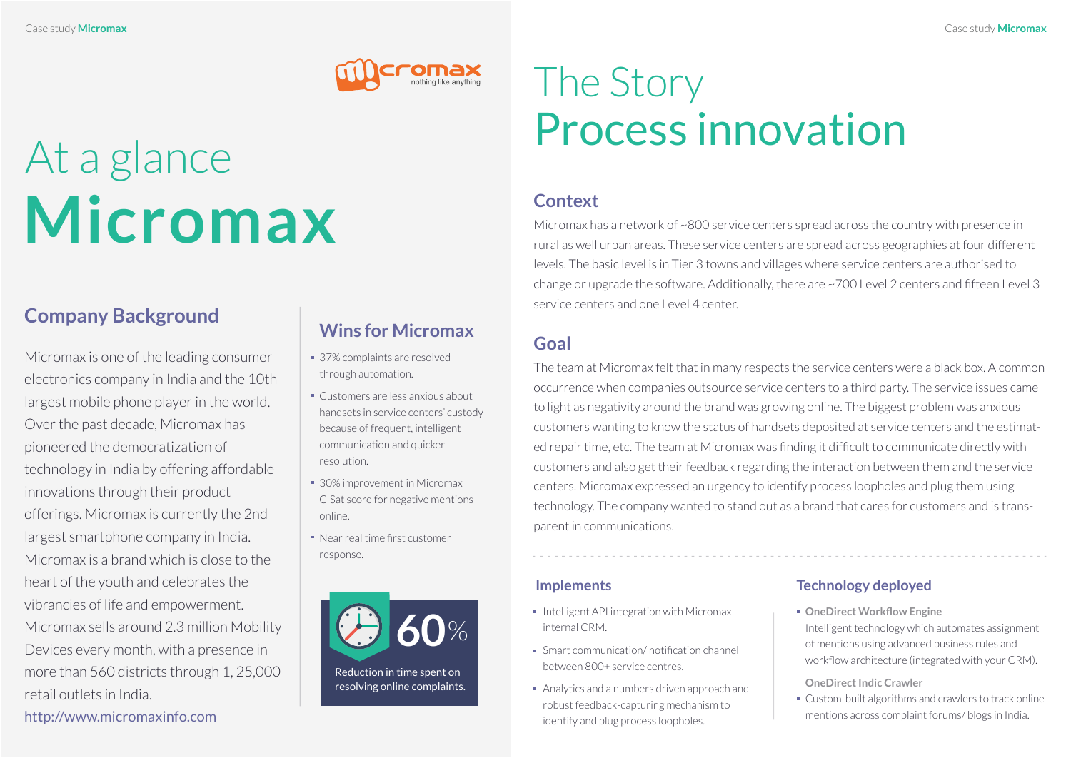# At a glance

# Micromax

## Company Background

Micromax is one of the leading consumer electronics company in India and the 10th largest mobile phone player in the world. Over the past decade, Micromax has pioneered the democratization of technology in India by offering affordable innovations through their product offerings. Micromax is currently the 2nd largest smartphone company in India. Micromax is a brand which is close to the heart of the youth and celebrates the vibrancies of life and empowerment. Micromax sells around 2.3 million Mobility Devices every month, with a presence in more than 560 districts through 1, 25,000 retail outlets in India.

http://www.micromaxinfo.com

## Wins for Micromax

- 37% complaints are resolved through automation.
- Customers are less anxious about handsets in service centers' custody because of frequent, intelligent communication and quicker resolution.
- 30% improvement in Micromax C-Sat score for negative mentions online.
- Near real time first customer response.

**60%**

Reduction in time spent on resolving online complaints.

# The Story

# Process innovation

## Context

Micromax has a network of ~800 service centers spread across the country with presence in rural as well urban areas. These service centers are spread across geographies at four different levels. The basic level is in Tier 3 towns and villages where service centers are authorised to change or upgrade the software. Additionally, there are ~700 Level 2 centers and fifteen Level 3 service centers and one Level 4 center.

## Goal

The team at Micromax felt that in many respects the service centers were a black box. A common occurrence when companies outsource service centers to a third party. The service issues came to light as negativity around the brand was growing online. The biggest problem was anxious customers wanting to know the status of handsets deposited at service centers and the estimated repair time, etc. The team at Micromax was finding it difficult to communicate directly with customers and also get their feedback regarding the interaction between them and the service centers. Micromax expressed an urgency to identify process loopholes and plug them using technology. The company wanted to stand out as a brand that cares for customers and is transparent in communications.

### Implements

- Intelligent API integration with Micromax internal CRM.
- Smart communication/ notification channel between 800+ service centres.
- Analytics and a numbers driven approach and robust feedback-capturing mechanism to identify and plug process loopholes.

### Technology deployed

- **OneDirect Workflow Engine**
  Intelligent technology which automates assignment of mentions using advanced business rules and workflow architecture (integrated with your CRM).

  **OneDirect Indic Crawler**
- Custom-built algorithms and crawlers to track online mentions across complaint forums/ blogs in India.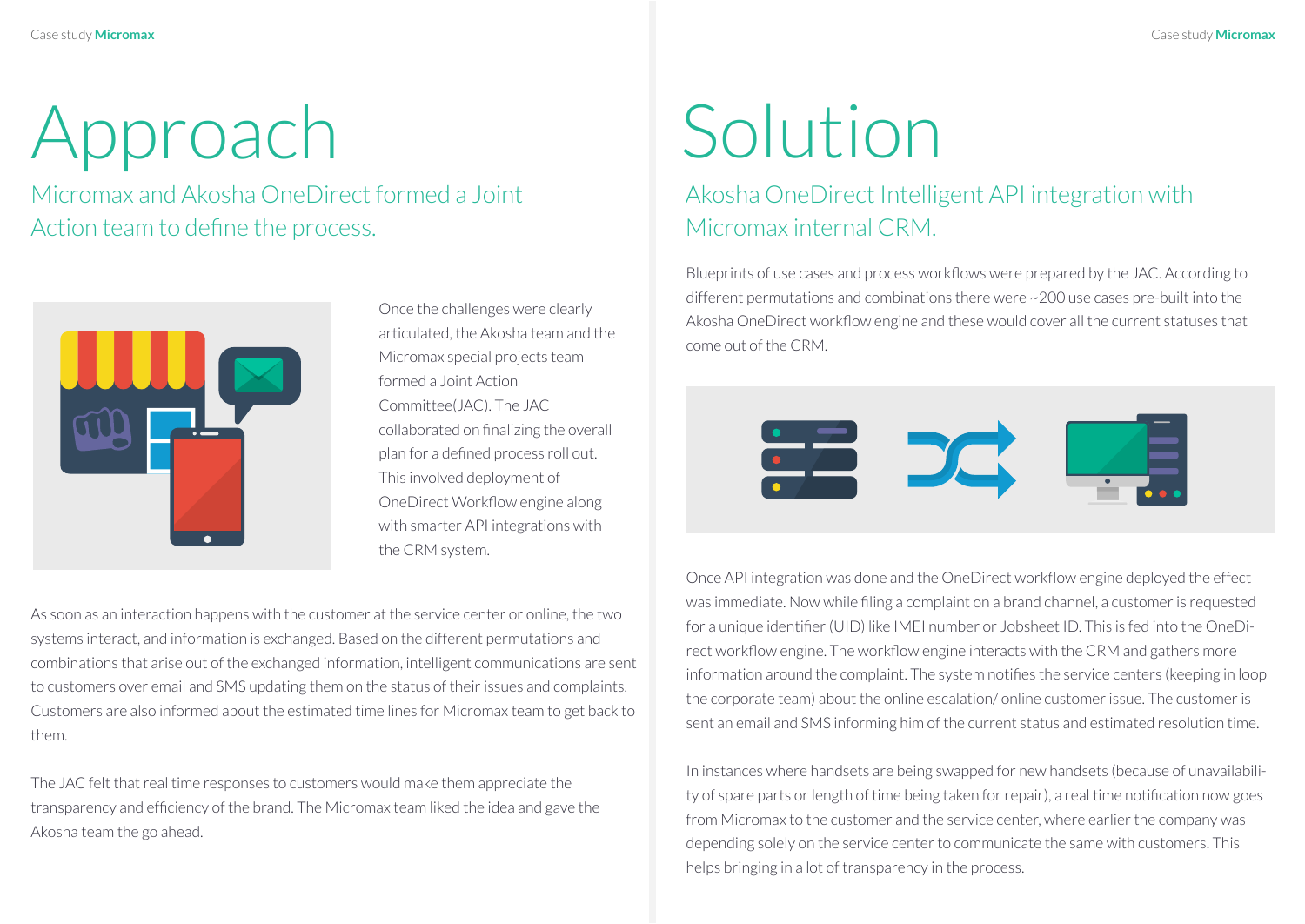# Approach

## Micromax and Akosha OneDirect formed a Joint Action team to define the process.

Once the challenges were clearly articulated, the Akosha team and the Micromax special projects team formed a Joint Action Committee(JAC). The JAC collaborated on finalizing the overall plan for a defined process roll out. This involved deployment of OneDirect Workflow engine along with smarter API integrations with the CRM system.

As soon as an interaction happens with the customer at the service center or online, the two systems interact, and information is exchanged. Based on the different permutations and combinations that arise out of the exchanged information, intelligent communications are sent to customers over email and SMS updating them on the status of their issues and complaints. Customers are also informed about the estimated time lines for Micromax team to get back to them.

The JAC felt that real time responses to customers would make them appreciate the transparency and efficiency of the brand. The Micromax team liked the idea and gave the Akosha team the go ahead.

# Solution

## Akosha OneDirect Intelligent API integration with Micromax internal CRM.

Blueprints of use cases and process workflows were prepared by the JAC. According to different permutations and combinations there were ~200 use cases pre-built into the Akosha OneDirect workflow engine and these would cover all the current statuses that come out of the CRM.

Once API integration was done and the OneDirect workflow engine deployed the effect was immediate. Now while filing a complaint on a brand channel, a customer is requested for a unique identifier (UID) like IMEI number or Jobsheet ID. This is fed into the OneDirect workflow engine. The workflow engine interacts with the CRM and gathers more information around the complaint. The system notifies the service centers (keeping in loop the corporate team) about the online escalation/ online customer issue. The customer is sent an email and SMS informing him of the current status and estimated resolution time.

In instances where handsets are being swapped for new handsets (because of unavailability of spare parts or length of time being taken for repair), a real time notification now goes from Micromax to the customer and the service center, where earlier the company was depending solely on the service center to communicate the same with customers. This helps bringing in a lot of transparency in the process.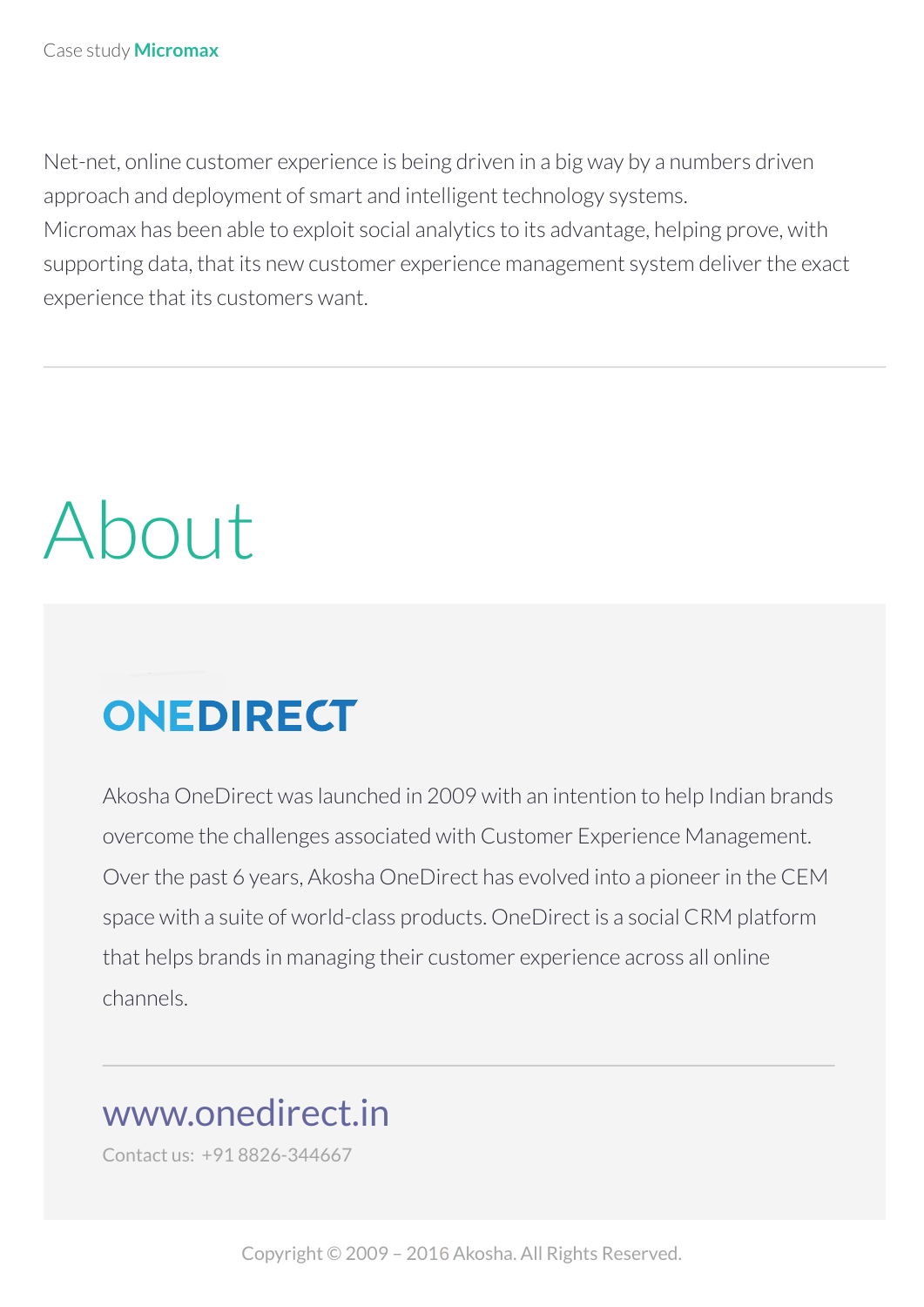Net-net, online customer experience is being driven in a big way by a numbers driven approach and deployment of smart and intelligent technology systems.
Micromax has been able to exploit social analytics to its advantage, helping prove, with supporting data, that its new customer experience management system deliver the exact experience that its customers want.

---

# About

**ONEDIRECT**

Akosha OneDirect was launched in 2009 with an intention to help Indian brands overcome the challenges associated with Customer Experience Management. Over the past 6 years, Akosha OneDirect has evolved into a pioneer in the CEM space with a suite of world-class products. OneDirect is a social CRM platform that helps brands in managing their customer experience across all online channels.

---

## www.onedirect.in

Contact us: +91 8826-344667

Copyright © 2009 – 2016 Akosha. All Rights Reserved.